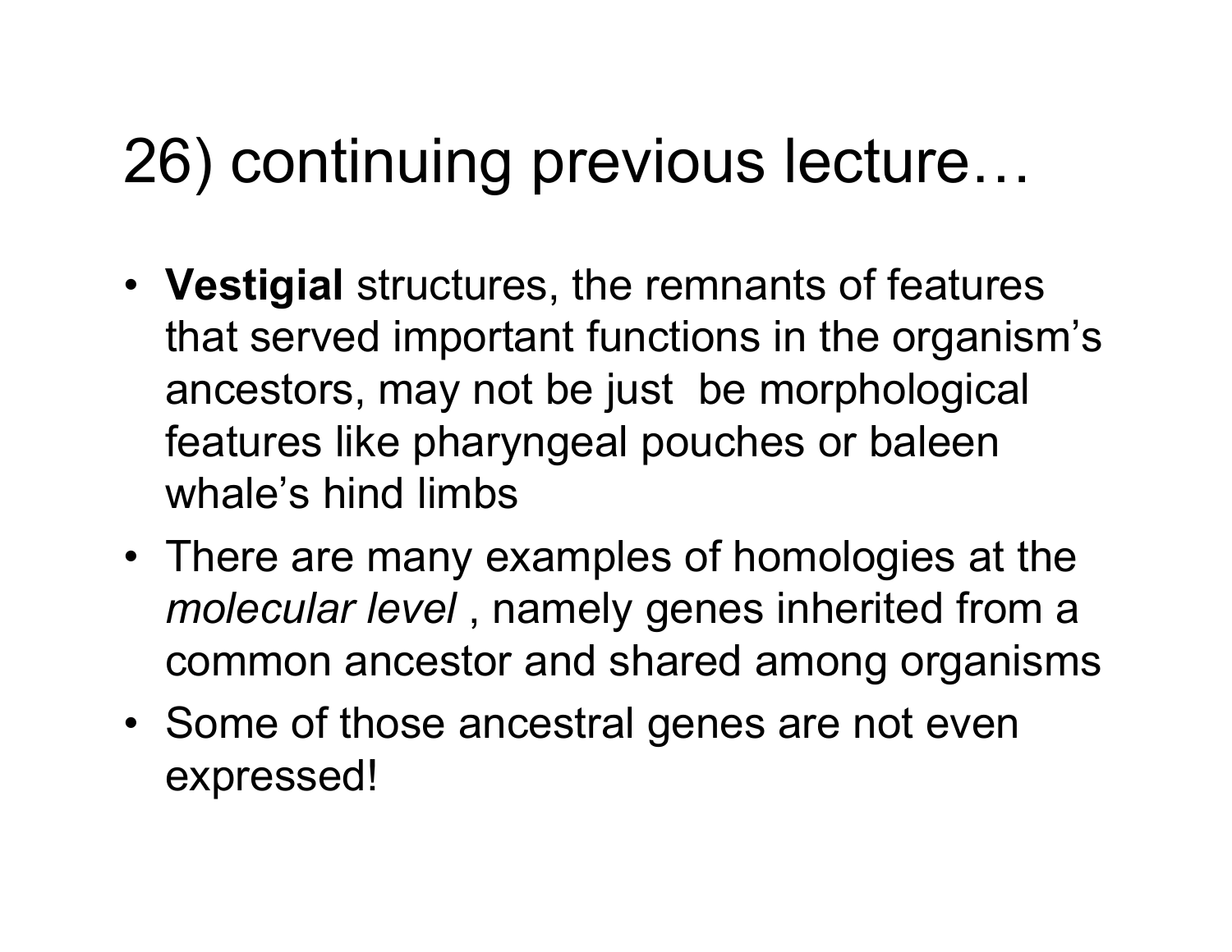# 26) continuing previous lecture…

- **Vestigial** structures, the remnants of features that served important functions in the organism's ancestors, may not be just  be morphological features like pharyngeal pouches or baleen whale's hind limbs
- There are many examples of homologies at the *molecular level* , namely genes inherited from a common ancestor and shared among organisms
- Some of those ancestral genes are not even expressed!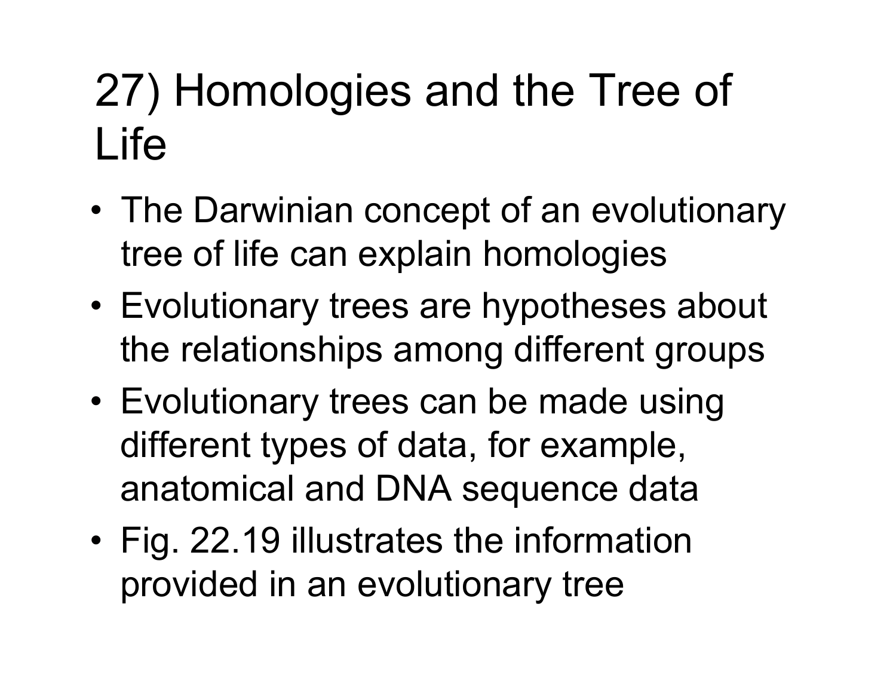# 27) Homologies and the Tree of Life

- The Darwinian concept of an evolutionary tree of life can explain homologies
- Evolutionary trees are hypotheses about the relationships among different groups
- Evolutionary trees can be made using different types of data, for example, anatomical and DNA sequence data
- Fig. 22.19 illustrates the information provided in an evolutionary tree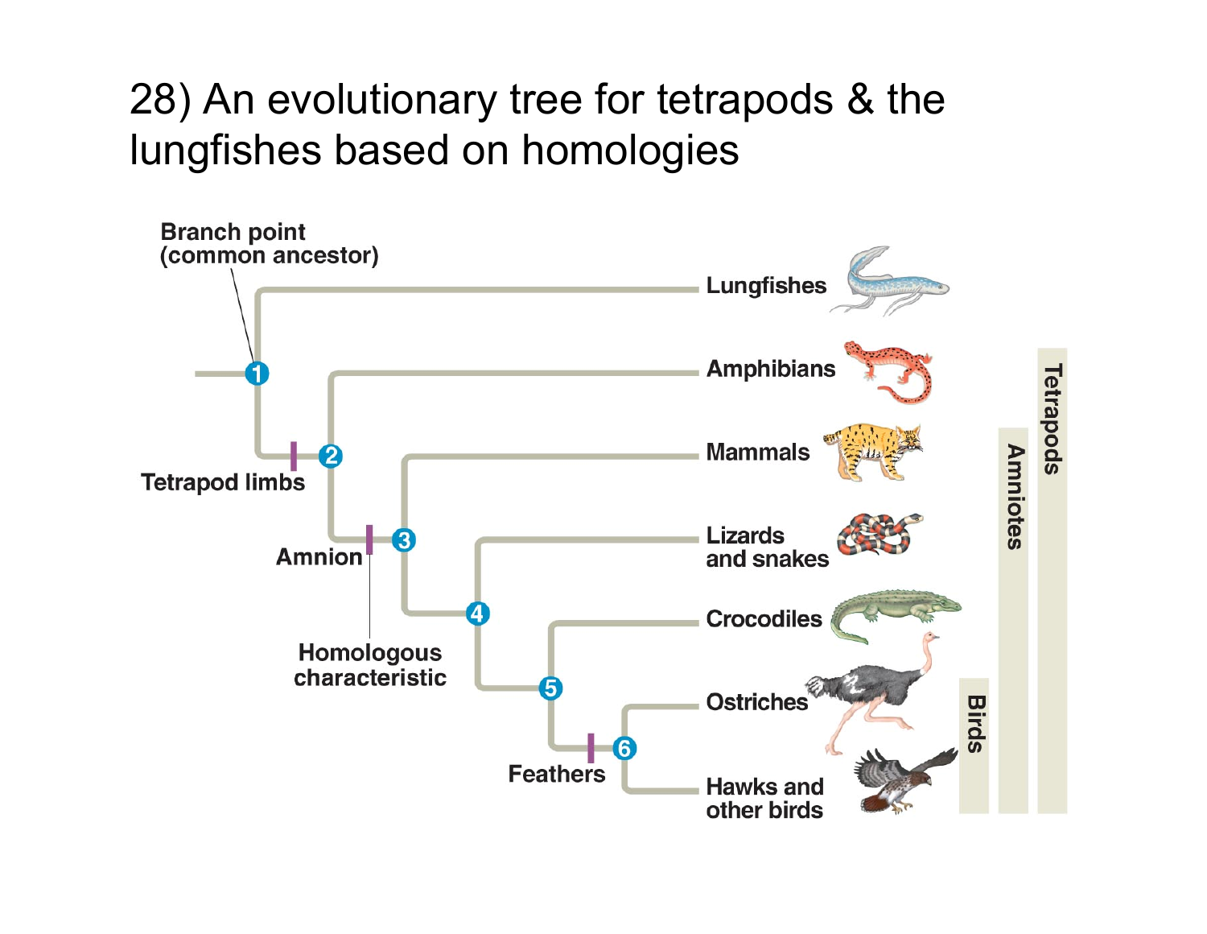# 28) An evolutionary tree for tetrapods & the lungfishes based on homologies

Branch point (common ancestor)

1 — Lungfishes

2 — Tetrapod limbs — Amphibians

3 — Amnion — Mammals

4 — Lizards and snakes

5 — Crocodiles

6 — Feathers — Ostriches; Hawks and other birds

Homologous characteristic

Tetrapods

Amniotes

Birds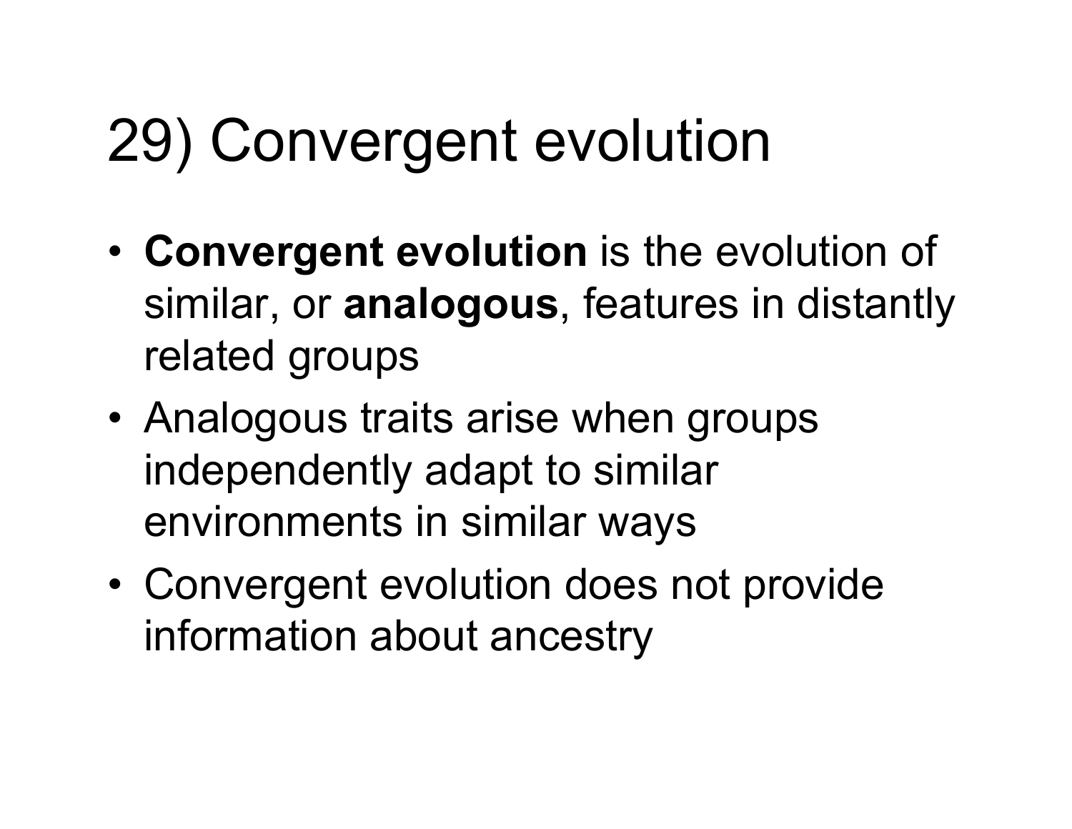# 29) Convergent evolution

- **Convergent evolution** is the evolution of similar, or **analogous**, features in distantly related groups
- Analogous traits arise when groups independently adapt to similar environments in similar ways
- Convergent evolution does not provide information about ancestry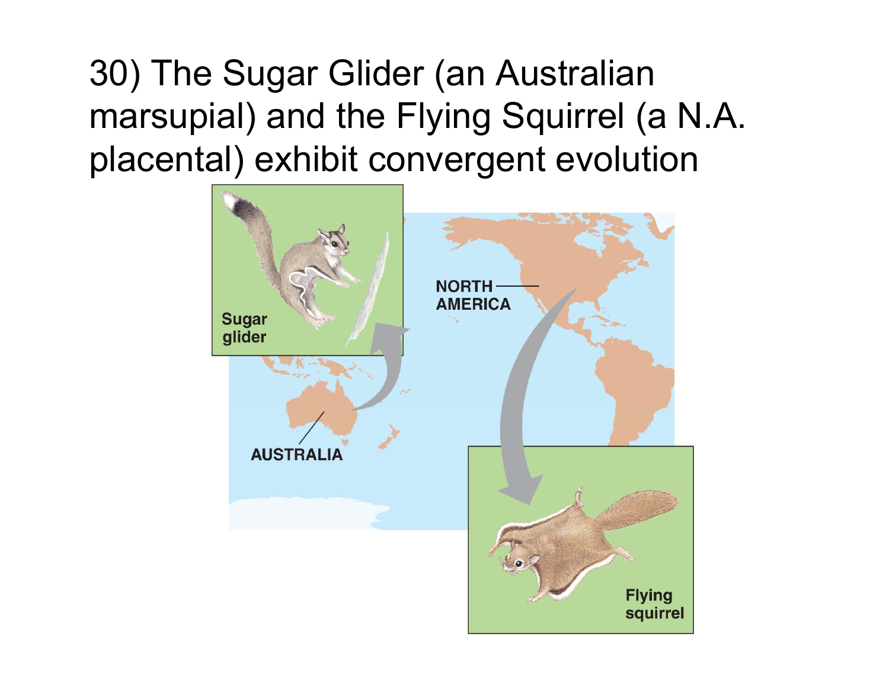# 30) The Sugar Glider (an Australian marsupial) and the Flying Squirrel (a N.A. placental) exhibit convergent evolution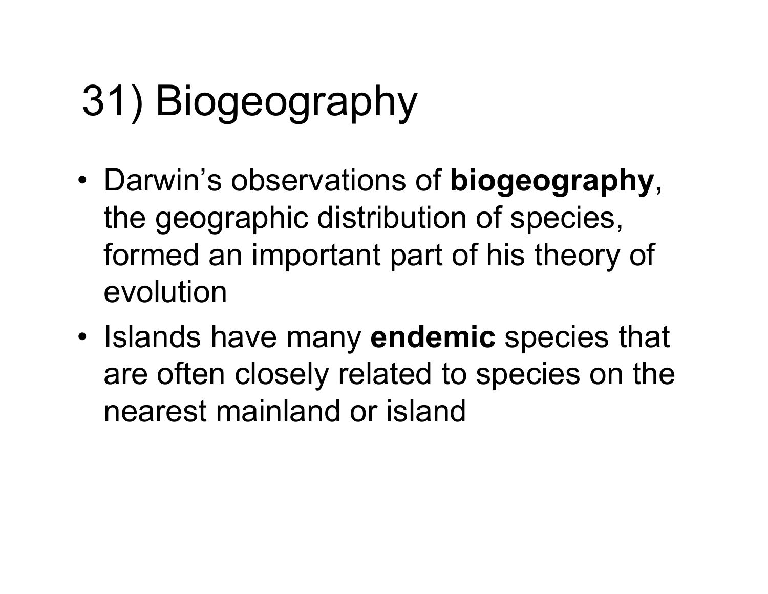# 31) Biogeography

- Darwin's observations of **biogeography**, the geographic distribution of species, formed an important part of his theory of evolution
- Islands have many **endemic** species that are often closely related to species on the nearest mainland or island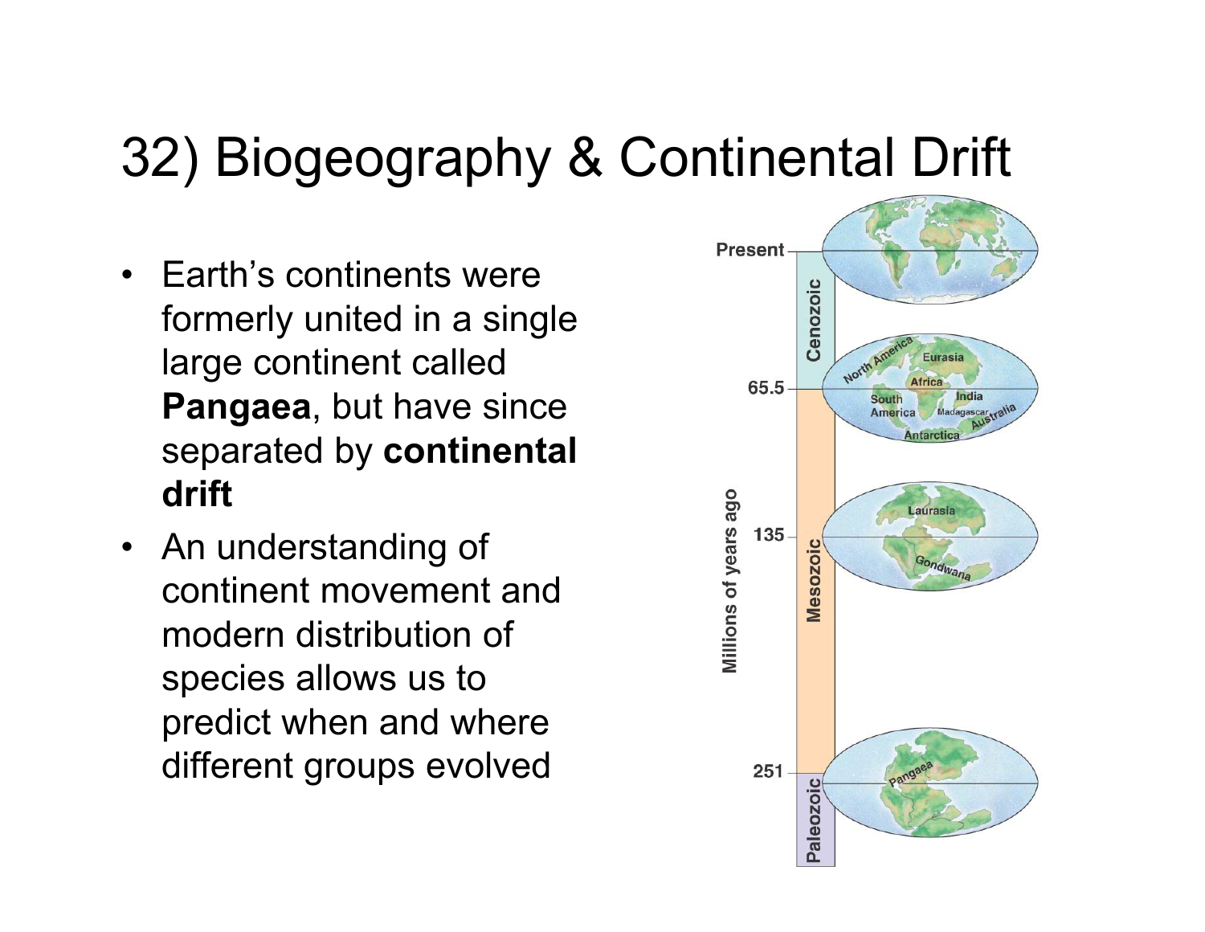# 32) Biogeography & Continental Drift

- Earth's continents were formerly united in a single large continent called **Pangaea**, but have since separated by **continental drift**
- An understanding of continent movement and modern distribution of species allows us to predict when and where different groups evolved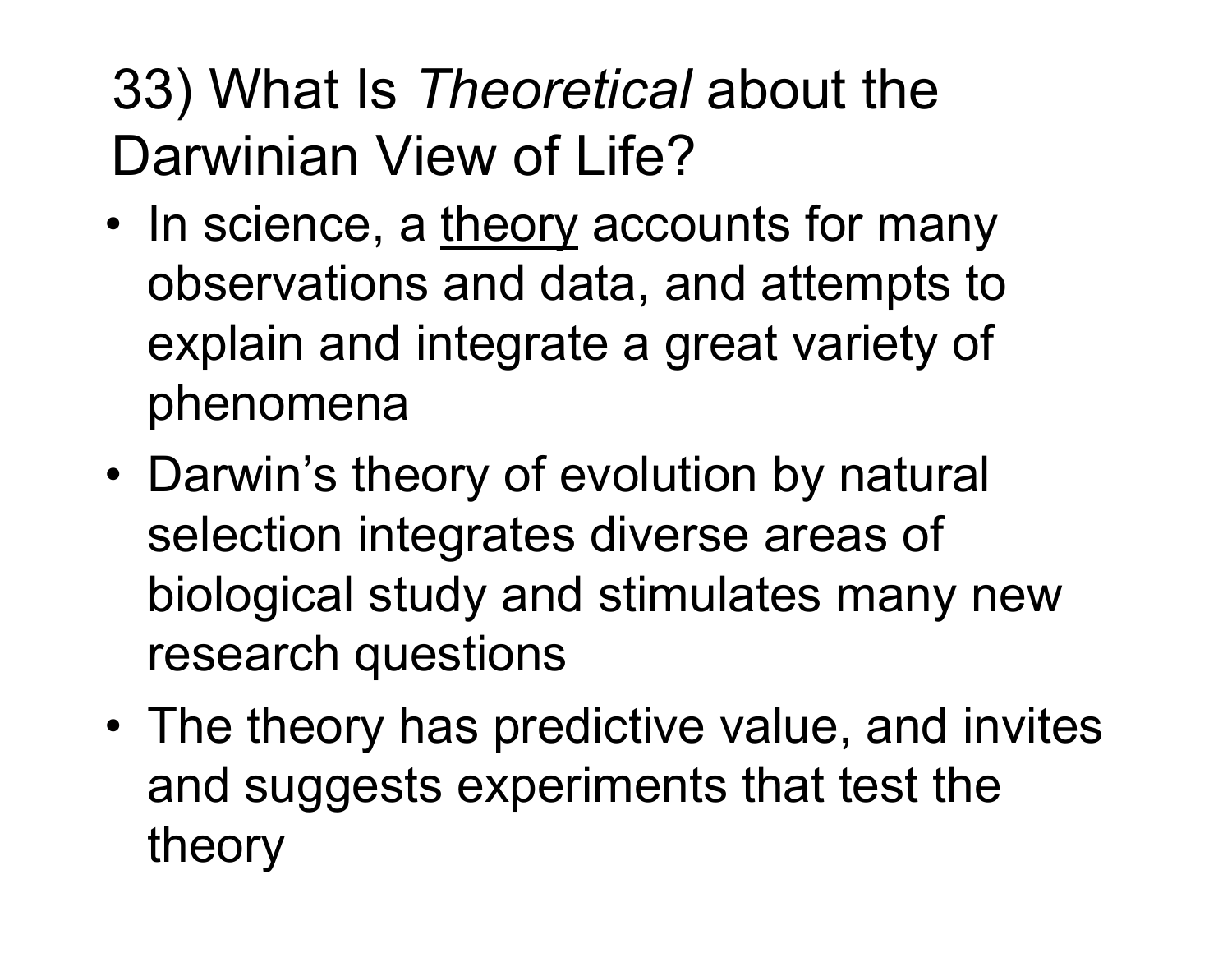# 33) What Is *Theoretical* about the Darwinian View of Life?

- In science, a <u>theory</u> accounts for many observations and data, and attempts to explain and integrate a great variety of phenomena
- Darwin's theory of evolution by natural selection integrates diverse areas of biological study and stimulates many new research questions
- The theory has predictive value, and invites and suggests experiments that test the theory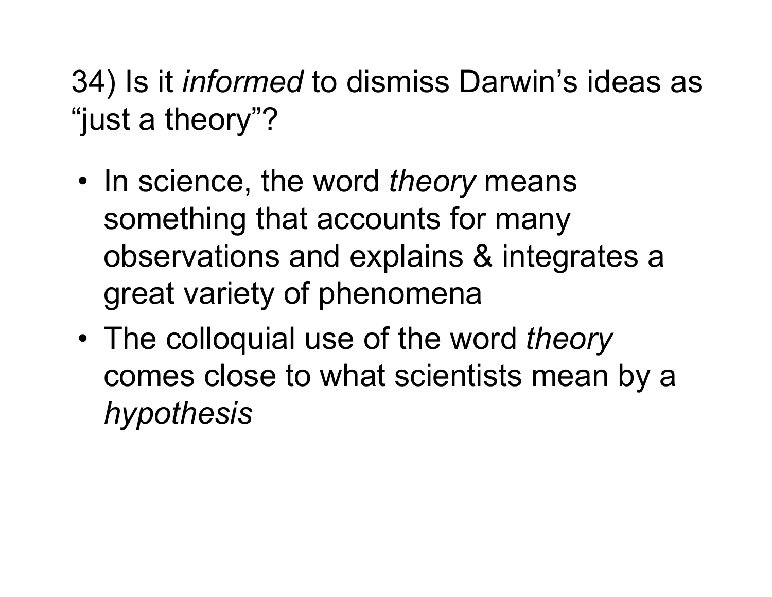## 34) Is it *informed* to dismiss Darwin's ideas as "just a theory"?

- In science, the word *theory* means something that accounts for many observations and explains & integrates a great variety of phenomena
- The colloquial use of the word *theory* comes close to what scientists mean by a *hypothesis*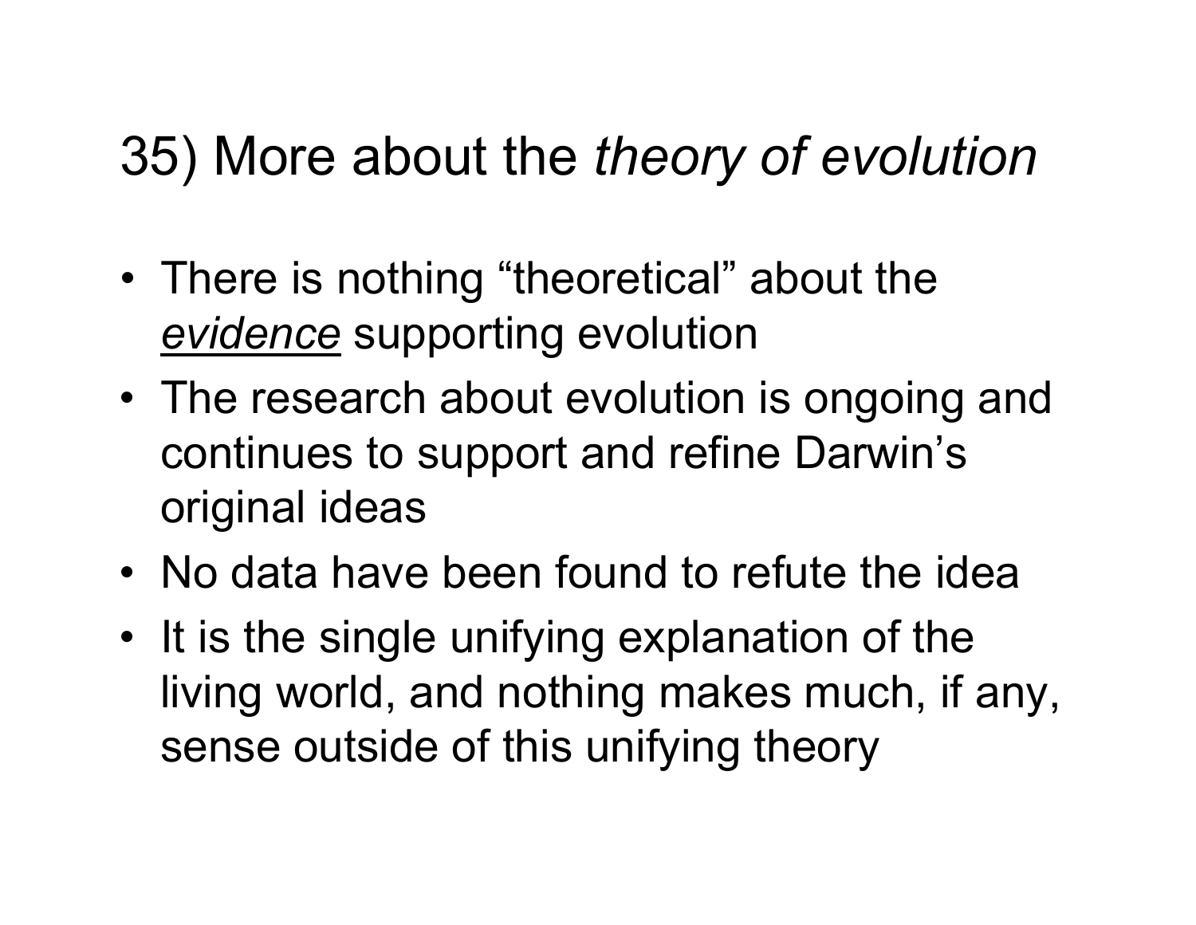# 35) More about the *theory of evolution*

- There is nothing "theoretical" about the ***evidence*** supporting evolution
- The research about evolution is ongoing and continues to support and refine Darwin's original ideas
- No data have been found to refute the idea
- It is the single unifying explanation of the living world, and nothing makes much, if any, sense outside of this unifying theory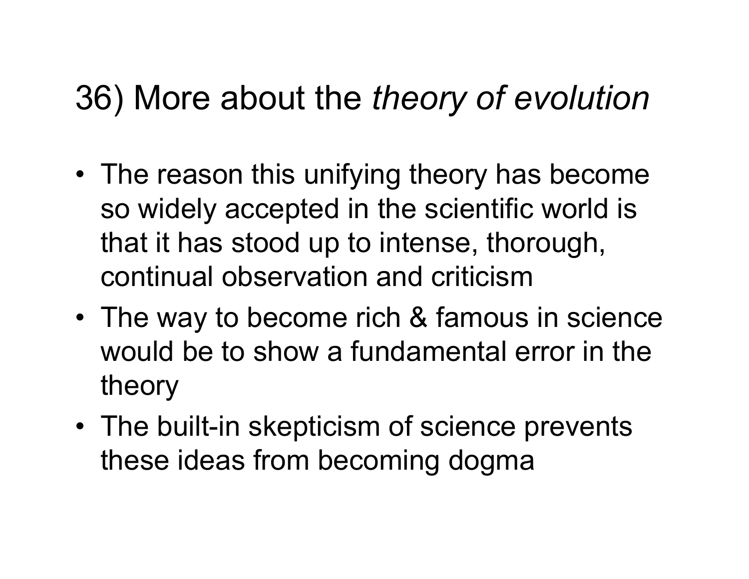# 36) More about the *theory of evolution*

- The reason this unifying theory has become so widely accepted in the scientific world is that it has stood up to intense, thorough, continual observation and criticism
- The way to become rich & famous in science would be to show a fundamental error in the theory
- The built-in skepticism of science prevents these ideas from becoming dogma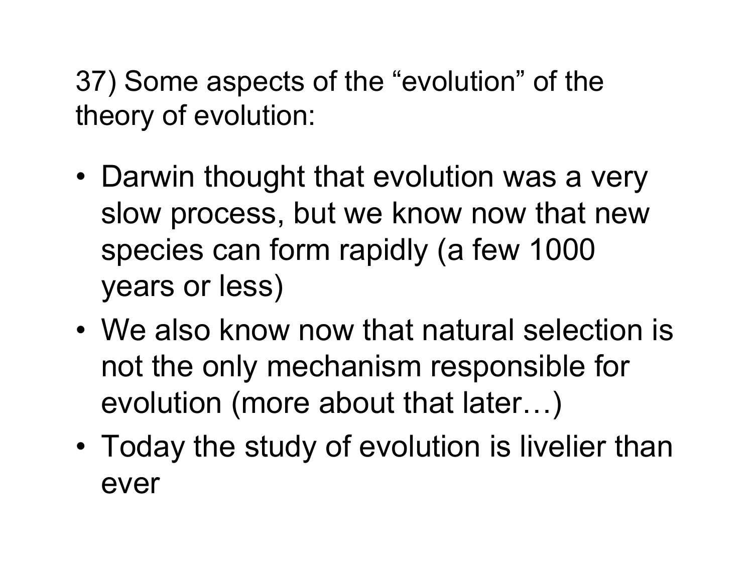37) Some aspects of the "evolution" of the theory of evolution:

- Darwin thought that evolution was a very slow process, but we know now that new species can form rapidly (a few 1000 years or less)
- We also know now that natural selection is not the only mechanism responsible for evolution (more about that later…)
- Today the study of evolution is livelier than ever